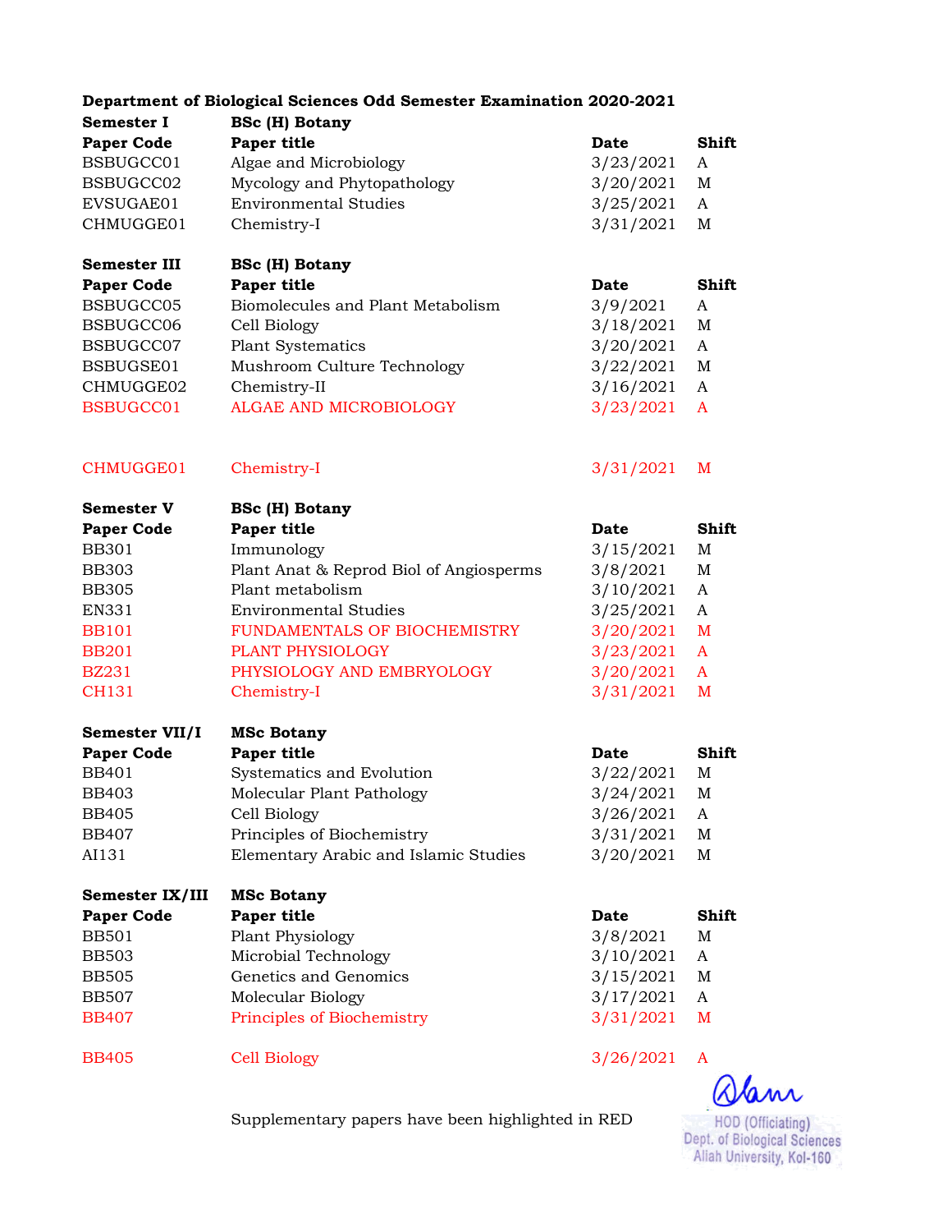**Department of Biological Sciences Odd Semester Examination 2020-2021**

**Semester I** — **BSc (H) Botany**

| Paper Code | Paper title | Date | Shift |
|---|---|---|---|
| BSBUGCC01 | Algae and Microbiology | 3/23/2021 | A |
| BSBUGCC02 | Mycology and Phytopathology | 3/20/2021 | M |
| EVSUGAE01 | Environmental Studies | 3/25/2021 | A |
| CHMUGGE01 | Chemistry-I | 3/31/2021 | M |

**Semester III** — **BSc (H) Botany**

| Paper Code | Paper title | Date | Shift |
|---|---|---|---|
| BSBUGCC05 | Biomolecules and Plant Metabolism | 3/9/2021 | A |
| BSBUGCC06 | Cell Biology | 3/18/2021 | M |
| BSBUGCC07 | Plant Systematics | 3/20/2021 | A |
| BSBUGSE01 | Mushroom Culture Technology | 3/22/2021 | M |
| CHMUGGE02 | Chemistry-II | 3/16/2021 | A |
| BSBUGCC01 | ALGAE AND MICROBIOLOGY | 3/23/2021 | A |
| CHMUGGE01 | Chemistry-I | 3/31/2021 | M |

**Semester V** — **BSc (H) Botany**

| Paper Code | Paper title | Date | Shift |
|---|---|---|---|
| BB301 | Immunology | 3/15/2021 | M |
| BB303 | Plant Anat & Reprod Biol of Angiosperms | 3/8/2021 | M |
| BB305 | Plant metabolism | 3/10/2021 | A |
| EN331 | Environmental Studies | 3/25/2021 | A |
| BB101 | FUNDAMENTALS OF BIOCHEMISTRY | 3/20/2021 | M |
| BB201 | PLANT PHYSIOLOGY | 3/23/2021 | A |
| BZ231 | PHYSIOLOGY AND EMBRYOLOGY | 3/20/2021 | A |
| CH131 | Chemistry-I | 3/31/2021 | M |

**Semester VII/I** — **MSc Botany**

| Paper Code | Paper title | Date | Shift |
|---|---|---|---|
| BB401 | Systematics and Evolution | 3/22/2021 | M |
| BB403 | Molecular Plant Pathology | 3/24/2021 | M |
| BB405 | Cell Biology | 3/26/2021 | A |
| BB407 | Principles of Biochemistry | 3/31/2021 | M |
| AI131 | Elementary Arabic and Islamic Studies | 3/20/2021 | M |

**Semester IX/III** — **MSc Botany**

| Paper Code | Paper title | Date | Shift |
|---|---|---|---|
| BB501 | Plant Physiology | 3/8/2021 | M |
| BB503 | Microbial Technology | 3/10/2021 | A |
| BB505 | Genetics and Genomics | 3/15/2021 | M |
| BB507 | Molecular Biology | 3/17/2021 | A |
| BB407 | Principles of Biochemistry | 3/31/2021 | M |
| BB405 | Cell Biology | 3/26/2021 | A |

Supplementary papers have been highlighted in RED

HOD (Officiating)
Dept. of Biological Sciences
Aliah University, Kol-160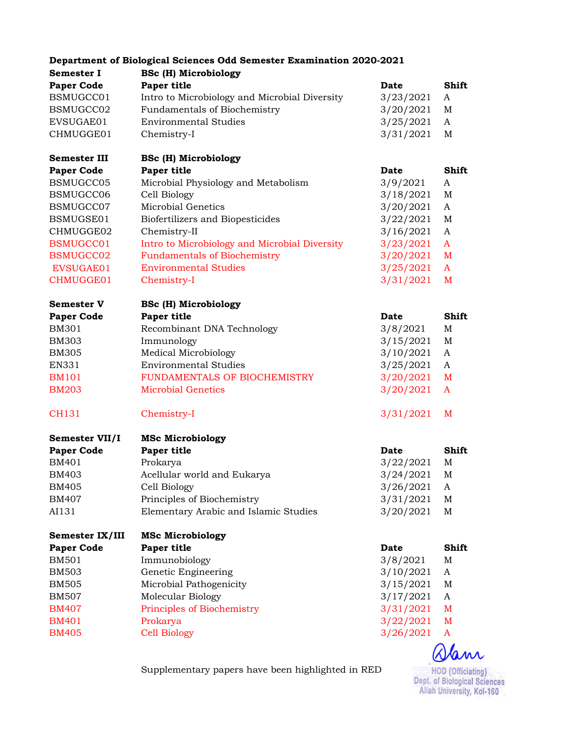**Department of Biological Sciences Odd Semester Examination 2020-2021**

**Semester I** — **BSc (H) Microbiology**

| Paper Code | Paper title | Date | Shift |
|---|---|---|---|
| BSMUGCC01 | Intro to Microbiology and Microbial Diversity | 3/23/2021 | A |
| BSMUGCC02 | Fundamentals of Biochemistry | 3/20/2021 | M |
| EVSUGAE01 | Environmental Studies | 3/25/2021 | A |
| CHMUGGE01 | Chemistry-I | 3/31/2021 | M |

**Semester III** — **BSc (H) Microbiology**

| Paper Code | Paper title | Date | Shift |
|---|---|---|---|
| BSMUGCC05 | Microbial Physiology and Metabolism | 3/9/2021 | A |
| BSMUGCC06 | Cell Biology | 3/18/2021 | M |
| BSMUGCC07 | Microbial Genetics | 3/20/2021 | A |
| BSMUGSE01 | Biofertilizers and Biopesticides | 3/22/2021 | M |
| CHMUGGE02 | Chemistry-II | 3/16/2021 | A |
| BSMUGCC01 | Intro to Microbiology and Microbial Diversity | 3/23/2021 | A |
| BSMUGCC02 | Fundamentals of Biochemistry | 3/20/2021 | M |
| EVSUGAE01 | Environmental Studies | 3/25/2021 | A |
| CHMUGGE01 | Chemistry-I | 3/31/2021 | M |

**Semester V** — **BSc (H) Microbiology**

| Paper Code | Paper title | Date | Shift |
|---|---|---|---|
| BM301 | Recombinant DNA Technology | 3/8/2021 | M |
| BM303 | Immunology | 3/15/2021 | M |
| BM305 | Medical Microbiology | 3/10/2021 | A |
| EN331 | Environmental Studies | 3/25/2021 | A |
| BM101 | FUNDAMENTALS OF BIOCHEMISTRY | 3/20/2021 | M |
| BM203 | Microbial Genetics | 3/20/2021 | A |
| CH131 | Chemistry-I | 3/31/2021 | M |

**Semester VII/I** — **MSc Microbiology**

| Paper Code | Paper title | Date | Shift |
|---|---|---|---|
| BM401 | Prokarya | 3/22/2021 | M |
| BM403 | Acellular world and Eukarya | 3/24/2021 | M |
| BM405 | Cell Biology | 3/26/2021 | A |
| BM407 | Principles of Biochemistry | 3/31/2021 | M |
| AI131 | Elementary Arabic and Islamic Studies | 3/20/2021 | M |

**Semester IX/III** — **MSc Microbiology**

| Paper Code | Paper title | Date | Shift |
|---|---|---|---|
| BM501 | Immunobiology | 3/8/2021 | M |
| BM503 | Genetic Engineering | 3/10/2021 | A |
| BM505 | Microbial Pathogenicity | 3/15/2021 | M |
| BM507 | Molecular Biology | 3/17/2021 | A |
| BM407 | Principles of Biochemistry | 3/31/2021 | M |
| BM401 | Prokarya | 3/22/2021 | M |
| BM405 | Cell Biology | 3/26/2021 | A |

Supplementary papers have been highlighted in RED

HOD (Officiating)
Dept. of Biological Sciences
Aliah University, Kol-160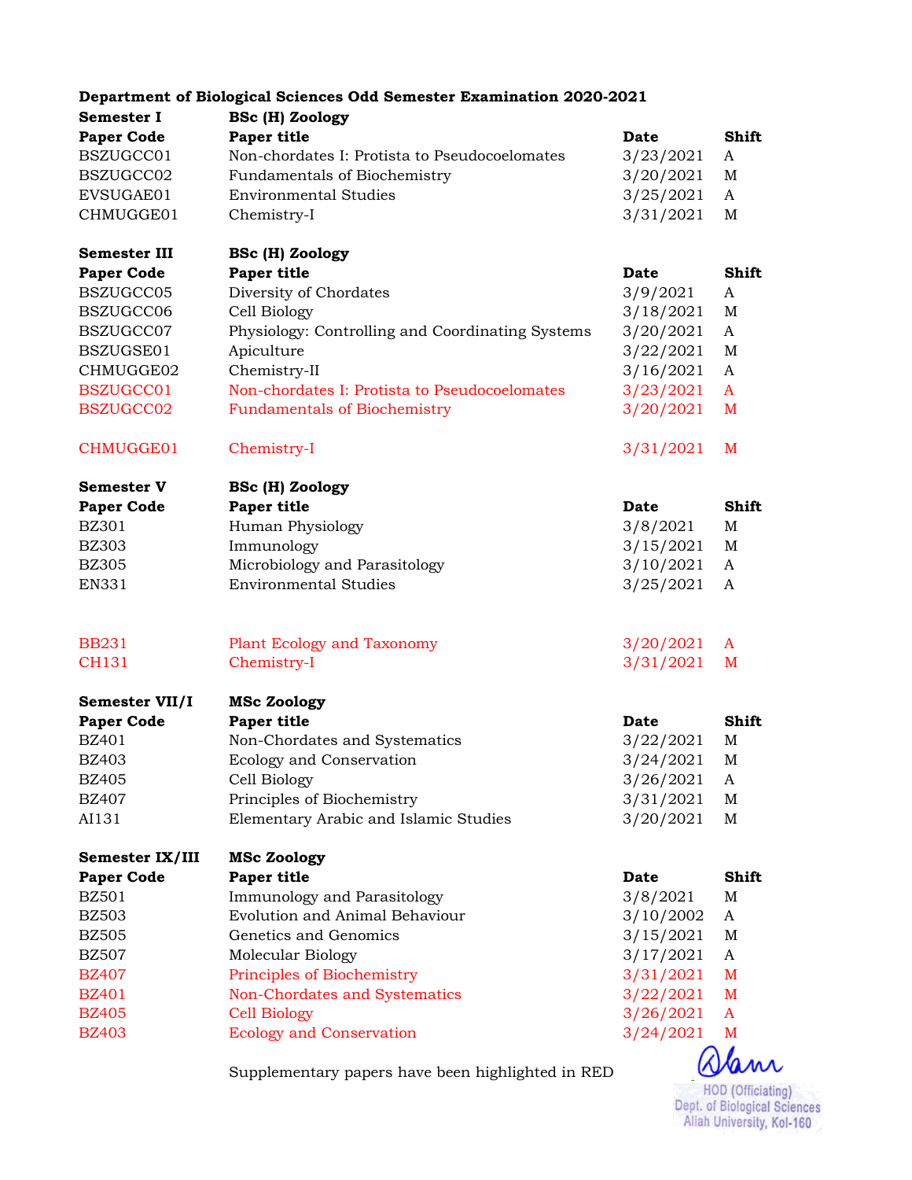**Department of Biological Sciences Odd Semester Examination 2020-2021**

**Semester I** — **BSc (H) Zoology**

| Paper Code | Paper title | Date | Shift |
|---|---|---|---|
| BSZUGCC01 | Non-chordates I: Protista to Pseudocoelomates | 3/23/2021 | A |
| BSZUGCC02 | Fundamentals of Biochemistry | 3/20/2021 | M |
| EVSUGAE01 | Environmental Studies | 3/25/2021 | A |
| CHMUGGE01 | Chemistry-I | 3/31/2021 | M |

**Semester III** — **BSc (H) Zoology**

| Paper Code | Paper title | Date | Shift |
|---|---|---|---|
| BSZUGCC05 | Diversity of Chordates | 3/9/2021 | A |
| BSZUGCC06 | Cell Biology | 3/18/2021 | M |
| BSZUGCC07 | Physiology: Controlling and Coordinating Systems | 3/20/2021 | A |
| BSZUGSE01 | Apiculture | 3/22/2021 | M |
| CHMUGGE02 | Chemistry-II | 3/16/2021 | A |
| BSZUGCC01 | Non-chordates I: Protista to Pseudocoelomates | 3/23/2021 | A |
| BSZUGCC02 | Fundamentals of Biochemistry | 3/20/2021 | M |
| CHMUGGE01 | Chemistry-I | 3/31/2021 | M |

**Semester V** — **BSc (H) Zoology**

| Paper Code | Paper title | Date | Shift |
|---|---|---|---|
| BZ301 | Human Physiology | 3/8/2021 | M |
| BZ303 | Immunology | 3/15/2021 | M |
| BZ305 | Microbiology and Parasitology | 3/10/2021 | A |
| EN331 | Environmental Studies | 3/25/2021 | A |
| BB231 | Plant Ecology and Taxonomy | 3/20/2021 | A |
| CH131 | Chemistry-I | 3/31/2021 | M |

**Semester VII/I** — **MSc Zoology**

| Paper Code | Paper title | Date | Shift |
|---|---|---|---|
| BZ401 | Non-Chordates and Systematics | 3/22/2021 | M |
| BZ403 | Ecology and Conservation | 3/24/2021 | M |
| BZ405 | Cell Biology | 3/26/2021 | A |
| BZ407 | Principles of Biochemistry | 3/31/2021 | M |
| AI131 | Elementary Arabic and Islamic Studies | 3/20/2021 | M |

**Semester IX/III** — **MSc Zoology**

| Paper Code | Paper title | Date | Shift |
|---|---|---|---|
| BZ501 | Immunology and Parasitology | 3/8/2021 | M |
| BZ503 | Evolution and Animal Behaviour | 3/10/2002 | A |
| BZ505 | Genetics and Genomics | 3/15/2021 | M |
| BZ507 | Molecular Biology | 3/17/2021 | A |
| BZ407 | Principles of Biochemistry | 3/31/2021 | M |
| BZ401 | Non-Chordates and Systematics | 3/22/2021 | M |
| BZ405 | Cell Biology | 3/26/2021 | A |
| BZ403 | Ecology and Conservation | 3/24/2021 | M |

Supplementary papers have been highlighted in RED

HOD (Officiating)
Dept. of Biological Sciences
Aliah University, Kol-160